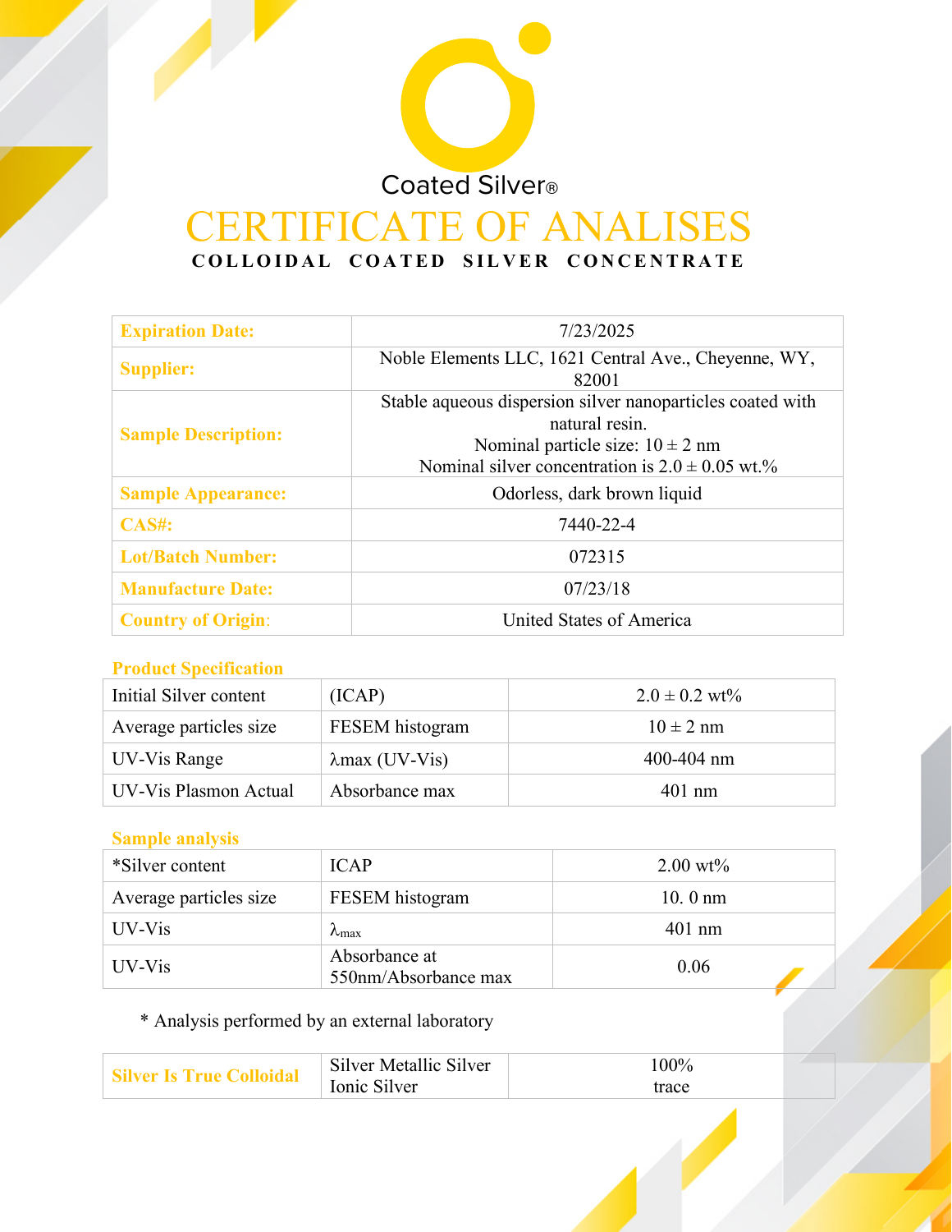Coated Silver®

# CERTIFICATE OF ANALISES

**COLLOIDAL COATED SILVER CONCENTRATE**

| | |
|---|---|
| **Expiration Date:** | 7/23/2025 |
| **Supplier:** | Noble Elements LLC, 1621 Central Ave., Cheyenne, WY, 82001 |
| **Sample Description:** | Stable aqueous dispersion silver nanoparticles coated with natural resin.<br>Nominal particle size: 10 ± 2 nm<br>Nominal silver concentration is 2.0 ± 0.05 wt.% |
| **Sample Appearance:** | Odorless, dark brown liquid |
| **CAS#:** | 7440-22-4 |
| **Lot/Batch Number:** | 072315 |
| **Manufacture Date:** | 07/23/18 |
| **Country of Origin:** | United States of America |

**Product Specification**

| | | |
|---|---|---|
| Initial Silver content | (ICAP) | 2.0 ± 0.2 wt% |
| Average particles size | FESEM histogram | 10 ± 2 nm |
| UV-Vis Range | λmax (UV-Vis) | 400-404 nm |
| UV-Vis Plasmon Actual | Absorbance max | 401 nm |

**Sample analysis**

| | | |
|---|---|---|
| *Silver content | ICAP | 2.00 wt% |
| Average particles size | FESEM histogram | 10. 0 nm |
| UV-Vis | $\lambda_{max}$ | 401 nm |
| UV-Vis | Absorbance at 550nm/Absorbance max | 0.06 |

* Analysis performed by an external laboratory

| | | |
|---|---|---|
| **Silver Is True Colloidal** | Silver Metallic Silver<br>Ionic Silver | 100%<br>trace |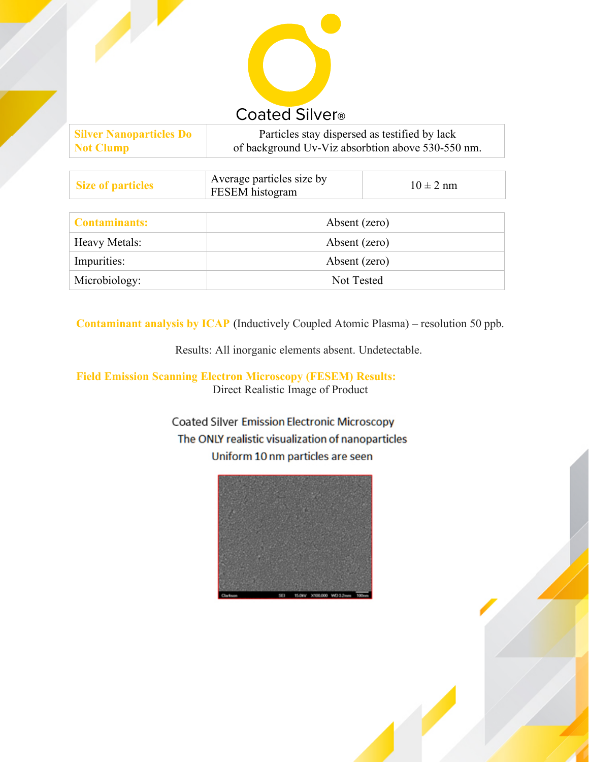# Coated Silver®

| Silver Nanoparticles Do Not Clump | Particles stay dispersed as testified by lack of background Uv-Viz absorbtion above 530-550 nm. |
| --- | --- |

| Size of particles | Average particles size by FESEM histogram | 10 ± 2 nm |
| --- | --- | --- |

| Contaminants: | Absent (zero) |
| --- | --- |
| Heavy Metals: | Absent (zero) |
| Impurities: | Absent (zero) |
| Microbiology: | Not Tested |

**Contaminant analysis by ICAP** (Inductively Coupled Atomic Plasma) – resolution 50 ppb.

Results: All inorganic elements absent. Undetectable.

**Field Emission Scanning Electron Microscopy (FESEM) Results:**
Direct Realistic Image of Product

Coated Silver Emission Electronic Microscopy
The ONLY realistic visualization of nanoparticles
Uniform 10 nm particles are seen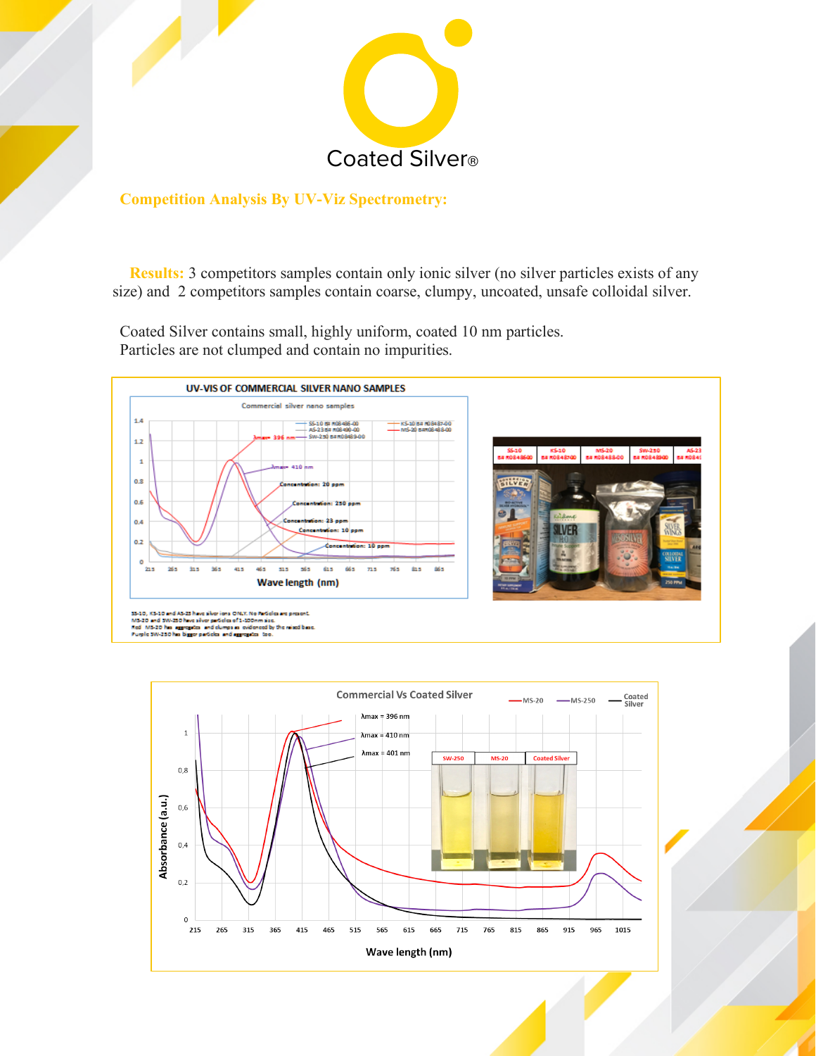Coated Silver®

## Competition Analysis By UV-Viz Spectrometry:

**Results:** 3 competitors samples contain only ionic silver (no silver particles exists of any size) and 2 competitors samples contain coarse, clumpy, uncoated, unsafe colloidal silver.

Coated Silver contains small, highly uniform, coated 10 nm particles.
Particles are not clumped and contain no impurities.

UV-VIS OF COMMERCIAL SILVER NANO SAMPLES

SS-10, KS-10 and AS-23 have silver ions ONLY. No Particles are present.
MS-20 and SW-250 have silver particles of 1-100nm size.
Red MS-20 has aggregates and clumps as evidenced by the raised base.
Purple SW-250 has bigger particles and aggregates too.

Commercial Vs Coated Silver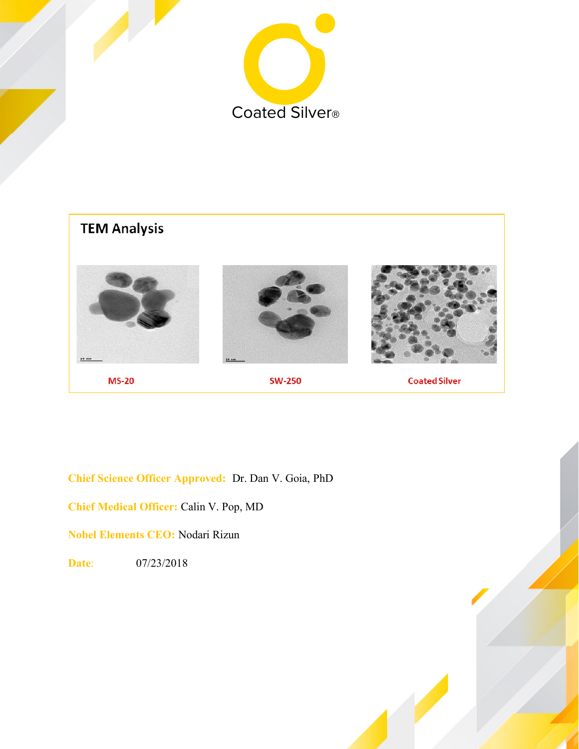Coated Silver®

## TEM Analysis

MS-20

SW-250

Coated Silver

**Chief Science Officer Approved:** Dr. Dan V. Goia, PhD

**Chief Medical Officer:** Calin V. Pop, MD

**Nobel Elements CEO:** Nodari Rizun

**Date**: 07/23/2018